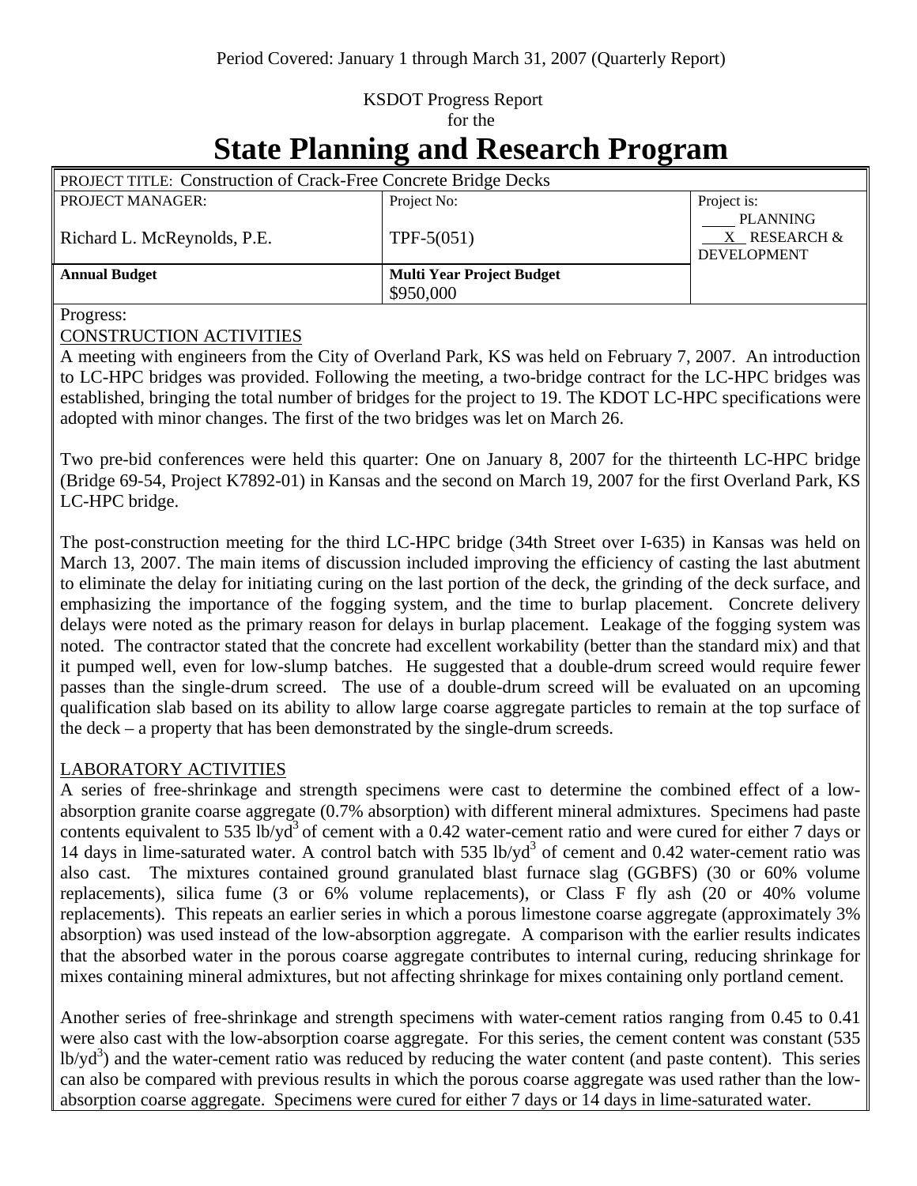Period Covered: January 1 through March 31, 2007 (Quarterly Report)

KSDOT Progress Report
for the

# State Planning and Research Program

| PROJECT TITLE: Construction of Crack-Free Concrete Bridge Decks | | |
|---|---|---|
| PROJECT MANAGER: Richard L. McReynolds, P.E. | Project No: TPF-5(051) | Project is: ____ PLANNING __X__ RESEARCH & DEVELOPMENT |
| **Annual Budget** | **Multi Year Project Budget** $950,000 | |

Progress:

CONSTRUCTION ACTIVITIES

A meeting with engineers from the City of Overland Park, KS was held on February 7, 2007. An introduction to LC-HPC bridges was provided. Following the meeting, a two-bridge contract for the LC-HPC bridges was established, bringing the total number of bridges for the project to 19. The KDOT LC-HPC specifications were adopted with minor changes. The first of the two bridges was let on March 26.

Two pre-bid conferences were held this quarter: One on January 8, 2007 for the thirteenth LC-HPC bridge (Bridge 69-54, Project K7892-01) in Kansas and the second on March 19, 2007 for the first Overland Park, KS LC-HPC bridge.

The post-construction meeting for the third LC-HPC bridge (34th Street over I-635) in Kansas was held on March 13, 2007. The main items of discussion included improving the efficiency of casting the last abutment to eliminate the delay for initiating curing on the last portion of the deck, the grinding of the deck surface, and emphasizing the importance of the fogging system, and the time to burlap placement. Concrete delivery delays were noted as the primary reason for delays in burlap placement. Leakage of the fogging system was noted. The contractor stated that the concrete had excellent workability (better than the standard mix) and that it pumped well, even for low-slump batches. He suggested that a double-drum screed would require fewer passes than the single-drum screed. The use of a double-drum screed will be evaluated on an upcoming qualification slab based on its ability to allow large coarse aggregate particles to remain at the top surface of the deck – a property that has been demonstrated by the single-drum screeds.

LABORATORY ACTIVITIES

A series of free-shrinkage and strength specimens were cast to determine the combined effect of a low-absorption granite coarse aggregate (0.7% absorption) with different mineral admixtures. Specimens had paste contents equivalent to 535 $lb/yd^3$ of cement with a 0.42 water-cement ratio and were cured for either 7 days or 14 days in lime-saturated water. A control batch with 535 $lb/yd^3$ of cement and 0.42 water-cement ratio was also cast. The mixtures contained ground granulated blast furnace slag (GGBFS) (30 or 60% volume replacements), silica fume (3 or 6% volume replacements), or Class F fly ash (20 or 40% volume replacements). This repeats an earlier series in which a porous limestone coarse aggregate (approximately 3% absorption) was used instead of the low-absorption aggregate. A comparison with the earlier results indicates that the absorbed water in the porous coarse aggregate contributes to internal curing, reducing shrinkage for mixes containing mineral admixtures, but not affecting shrinkage for mixes containing only portland cement.

Another series of free-shrinkage and strength specimens with water-cement ratios ranging from 0.45 to 0.41 were also cast with the low-absorption coarse aggregate. For this series, the cement content was constant (535 $lb/yd^3$) and the water-cement ratio was reduced by reducing the water content (and paste content). This series can also be compared with previous results in which the porous coarse aggregate was used rather than the low-absorption coarse aggregate. Specimens were cured for either 7 days or 14 days in lime-saturated water.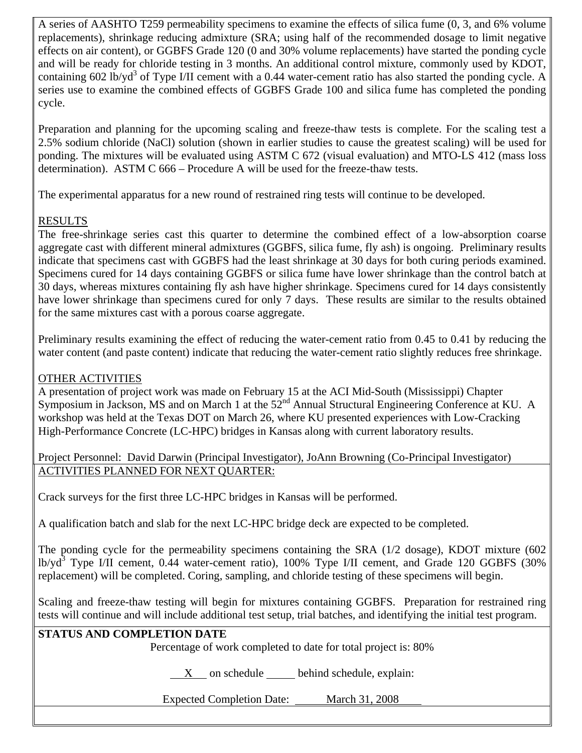A series of AASHTO T259 permeability specimens to examine the effects of silica fume (0, 3, and 6% volume replacements), shrinkage reducing admixture (SRA; using half of the recommended dosage to limit negative effects on air content), or GGBFS Grade 120 (0 and 30% volume replacements) have started the ponding cycle and will be ready for chloride testing in 3 months. An additional control mixture, commonly used by KDOT, containing 602 lb/yd$^3$ of Type I/II cement with a 0.44 water-cement ratio has also started the ponding cycle. A series use to examine the combined effects of GGBFS Grade 100 and silica fume has completed the ponding cycle.

Preparation and planning for the upcoming scaling and freeze-thaw tests is complete. For the scaling test a 2.5% sodium chloride (NaCl) solution (shown in earlier studies to cause the greatest scaling) will be used for ponding. The mixtures will be evaluated using ASTM C 672 (visual evaluation) and MTO-LS 412 (mass loss determination). ASTM C 666 – Procedure A will be used for the freeze-thaw tests.

The experimental apparatus for a new round of restrained ring tests will continue to be developed.

RESULTS

The free-shrinkage series cast this quarter to determine the combined effect of a low-absorption coarse aggregate cast with different mineral admixtures (GGBFS, silica fume, fly ash) is ongoing. Preliminary results indicate that specimens cast with GGBFS had the least shrinkage at 30 days for both curing periods examined. Specimens cured for 14 days containing GGBFS or silica fume have lower shrinkage than the control batch at 30 days, whereas mixtures containing fly ash have higher shrinkage. Specimens cured for 14 days consistently have lower shrinkage than specimens cured for only 7 days. These results are similar to the results obtained for the same mixtures cast with a porous coarse aggregate.

Preliminary results examining the effect of reducing the water-cement ratio from 0.45 to 0.41 by reducing the water content (and paste content) indicate that reducing the water-cement ratio slightly reduces free shrinkage.

OTHER ACTIVITIES

A presentation of project work was made on February 15 at the ACI Mid-South (Mississippi) Chapter Symposium in Jackson, MS and on March 1 at the 52nd Annual Structural Engineering Conference at KU. A workshop was held at the Texas DOT on March 26, where KU presented experiences with Low-Cracking High-Performance Concrete (LC-HPC) bridges in Kansas along with current laboratory results.

Project Personnel: David Darwin (Principal Investigator), JoAnn Browning (Co-Principal Investigator)

ACTIVITIES PLANNED FOR NEXT QUARTER:

Crack surveys for the first three LC-HPC bridges in Kansas will be performed.

A qualification batch and slab for the next LC-HPC bridge deck are expected to be completed.

The ponding cycle for the permeability specimens containing the SRA (1/2 dosage), KDOT mixture (602 lb/yd$^3$ Type I/II cement, 0.44 water-cement ratio), 100% Type I/II cement, and Grade 120 GGBFS (30% replacement) will be completed. Coring, sampling, and chloride testing of these specimens will begin.

Scaling and freeze-thaw testing will begin for mixtures containing GGBFS. Preparation for restrained ring tests will continue and will include additional test setup, trial batches, and identifying the initial test program.

**STATUS AND COMPLETION DATE**

Percentage of work completed to date for total project is: 80%

X on schedule ____ behind schedule, explain:

Expected Completion Date: March 31, 2008